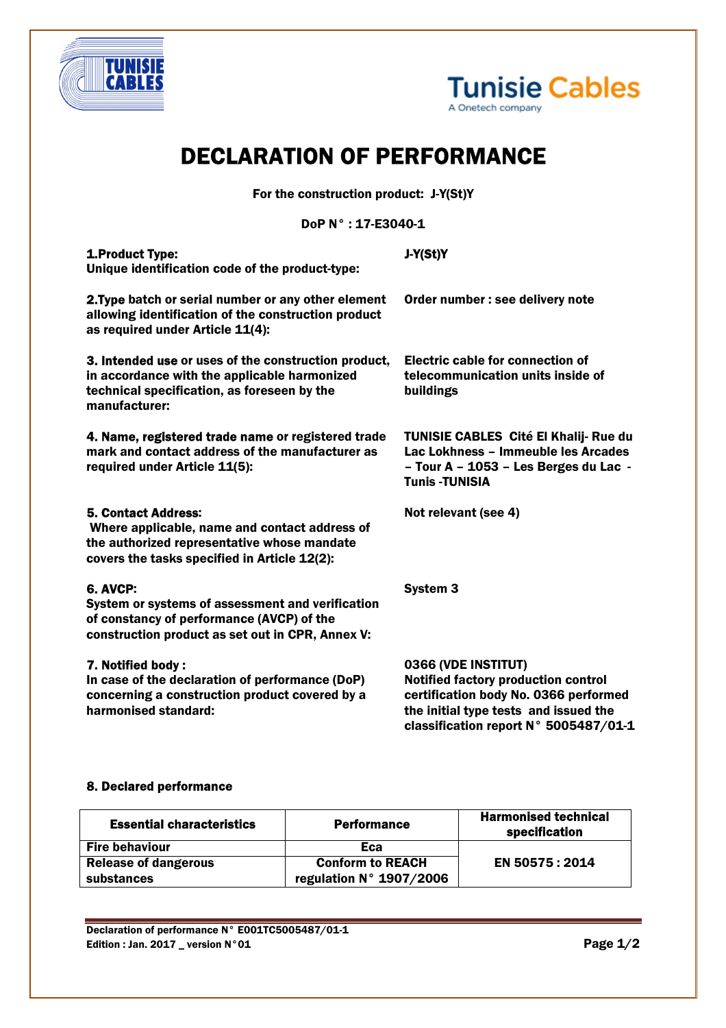# DECLARATION OF PERFORMANCE

**For the construction product: J-Y(St)Y**

**DoP N° : 17-E3040-1**

| | |
|---|---|
| **1.Product Type:** **Unique identification code of the product-type:** | **J-Y(St)Y** |
| **2.Type batch or serial number or any other element allowing identification of the construction product as required under Article 11(4):** | **Order number : see delivery note** |
| **3. Intended use or uses of the construction product, in accordance with the applicable harmonized technical specification, as foreseen by the manufacturer:** | **Electric cable for connection of telecommunication units inside of buildings** |
| **4. Name, registered trade name or registered trade mark and contact address of the manufacturer as required under Article 11(5):** | **TUNISIE CABLES Cité El Khalij- Rue du Lac Lokhness – Immeuble les Arcades – Tour A – 1053 – Les Berges du Lac - Tunis -TUNISIA** |
| **5. Contact Address:** **Where applicable, name and contact address of the authorized representative whose mandate covers the tasks specified in Article 12(2):** | **Not relevant (see 4)** |
| **6. AVCP:** **System or systems of assessment and verification of constancy of performance (AVCP) of the construction product as set out in CPR, Annex V:** | **System 3** |
| **7. Notified body :** **In case of the declaration of performance (DoP) concerning a construction product covered by a harmonised standard:** | **0366 (VDE INSTITUT)** **Notified factory production control certification body No. 0366 performed the initial type tests and issued the classification report N° 5005487/01-1** |

**8. Declared performance**

| Essential characteristics | Performance | Harmonised technical specification |
|---|---|---|
| **Fire behaviour** | **Eca** | **EN 50575 : 2014** |
| **Release of dangerous substances** | **Conform to REACH regulation N° 1907/2006** | |

**Declaration of performance N° E001TC5005487/01-1**
**Edition : Jan. 2017 _ version N°01**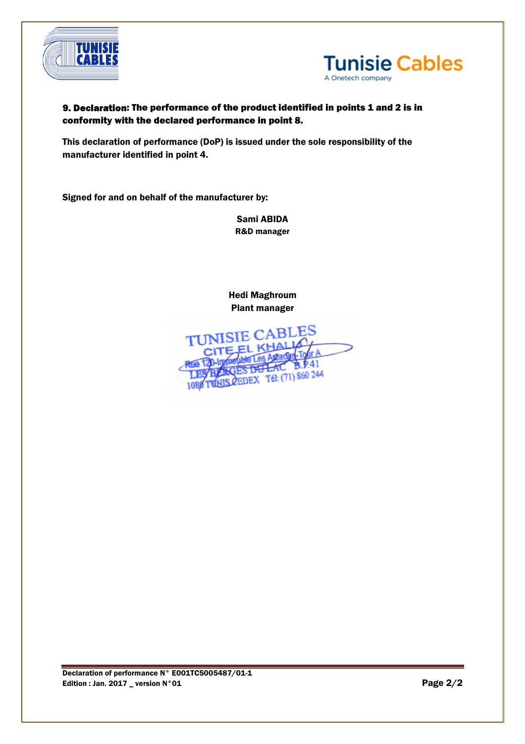**9. Declaration: The performance of the product identified in points 1 and 2 is in conformity with the declared performance in point 8.**

**This declaration of performance (DoP) is issued under the sole responsibility of the manufacturer identified in point 4.**

**Signed for and on behalf of the manufacturer by:**

**Sami ABIDA**
**R&D manager**

**Hedi Maghroum**
**Plant manager**

TUNISIE CABLES
CITE EL KHALIL
Rue 120-Immeuble Les Arcades-Tour A
LES BERGES DU LAC B.P.41
1080 TUNIS CEDEX Tél: (71) 860 244

**Declaration of performance N° E001TC5005487/01-1**
**Edition : Jan. 2017 _ version N°01**